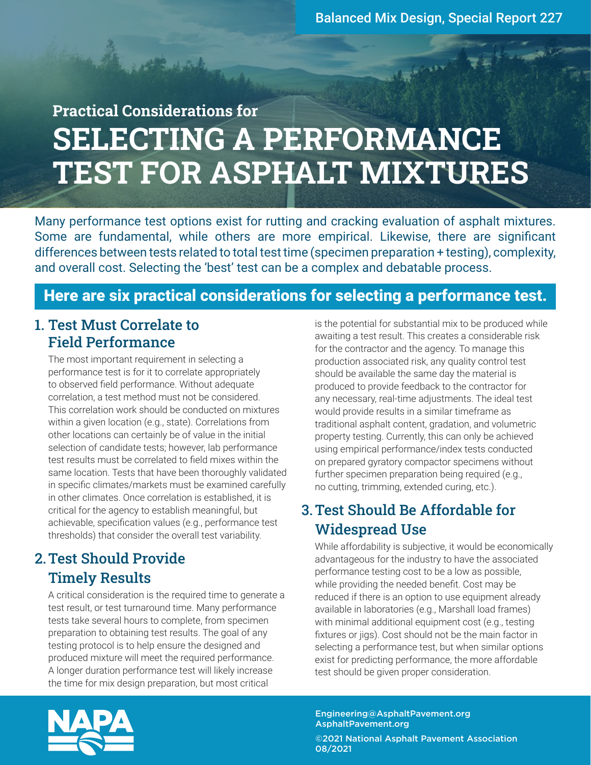Balanced Mix Design, Special Report 227

# Practical Considerations for SELECTING A PERFORMANCE TEST FOR ASPHALT MIXTURES

Many performance test options exist for rutting and cracking evaluation of asphalt mixtures. Some are fundamental, while others are more empirical. Likewise, there are significant differences between tests related to total test time (specimen preparation + testing), complexity, and overall cost. Selecting the 'best' test can be a complex and debatable process.

## Here are six practical considerations for selecting a performance test.

### 1. Test Must Correlate to Field Performance

The most important requirement in selecting a performance test is for it to correlate appropriately to observed field performance. Without adequate correlation, a test method must not be considered. This correlation work should be conducted on mixtures within a given location (e.g., state). Correlations from other locations can certainly be of value in the initial selection of candidate tests; however, lab performance test results must be correlated to field mixes within the same location. Tests that have been thoroughly validated in specific climates/markets must be examined carefully in other climates. Once correlation is established, it is critical for the agency to establish meaningful, but achievable, specification values (e.g., performance test thresholds) that consider the overall test variability.

### 2. Test Should Provide Timely Results

A critical consideration is the required time to generate a test result, or test turnaround time. Many performance tests take several hours to complete, from specimen preparation to obtaining test results. The goal of any testing protocol is to help ensure the designed and produced mixture will meet the required performance. A longer duration performance test will likely increase the time for mix design preparation, but most critical is the potential for substantial mix to be produced while awaiting a test result. This creates a considerable risk for the contractor and the agency. To manage this production associated risk, any quality control test should be available the same day the material is produced to provide feedback to the contractor for any necessary, real-time adjustments. The ideal test would provide results in a similar timeframe as traditional asphalt content, gradation, and volumetric property testing. Currently, this can only be achieved using empirical performance/index tests conducted on prepared gyratory compactor specimens without further specimen preparation being required (e.g., no cutting, trimming, extended curing, etc.).

### 3. Test Should Be Affordable for Widespread Use

While affordability is subjective, it would be economically advantageous for the industry to have the associated performance testing cost to be a low as possible, while providing the needed benefit. Cost may be reduced if there is an option to use equipment already available in laboratories (e.g., Marshall load frames) with minimal additional equipment cost (e.g., testing fixtures or jigs). Cost should not be the main factor in selecting a performance test, but when similar options exist for predicting performance, the more affordable test should be given proper consideration.

NAPA

Engineering@AsphaltPavement.org
AsphaltPavement.org

©2021 National Asphalt Pavement Association
08/2021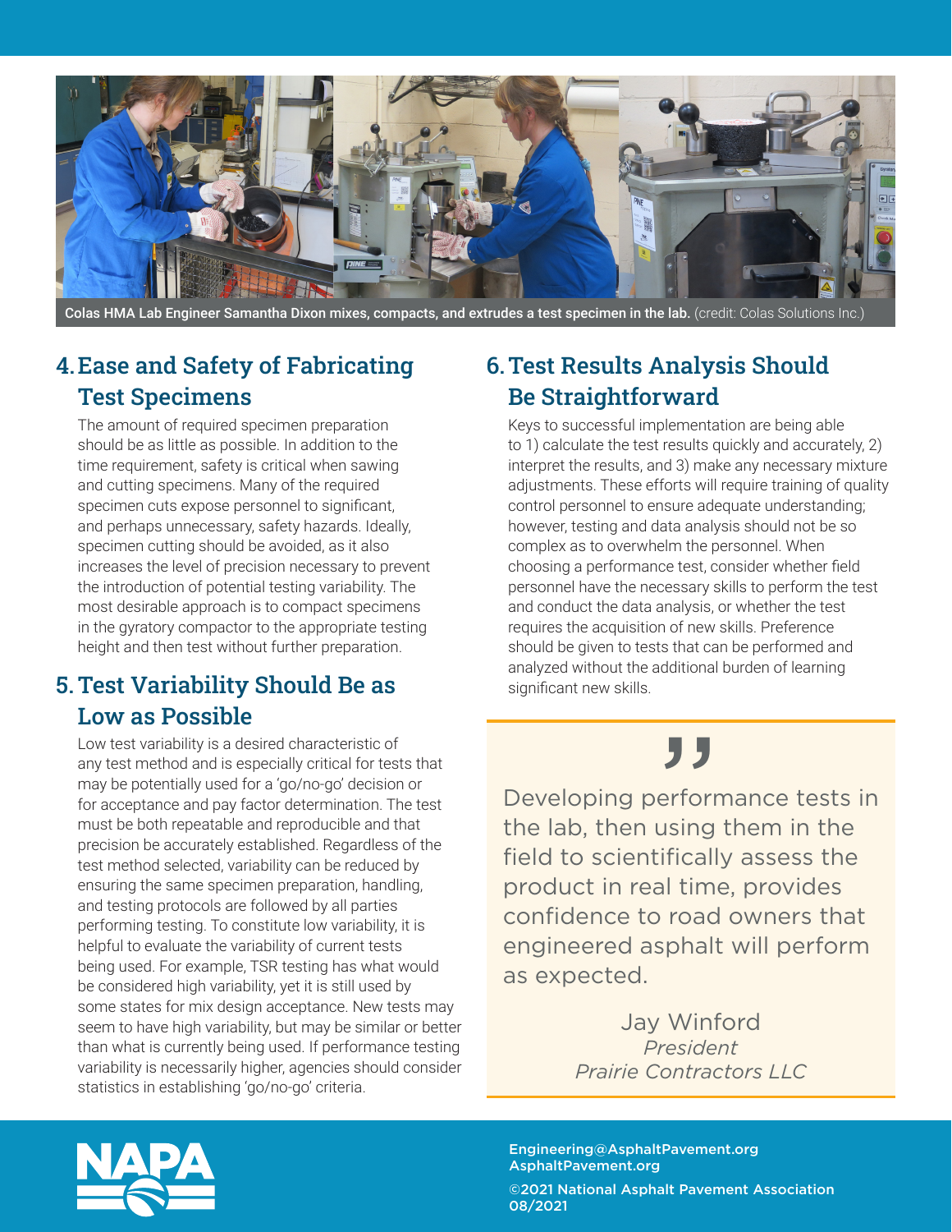Colas HMA Lab Engineer Samantha Dixon mixes, compacts, and extrudes a test specimen in the lab. (credit: Colas Solutions Inc.)

## 4. Ease and Safety of Fabricating Test Specimens

The amount of required specimen preparation should be as little as possible. In addition to the time requirement, safety is critical when sawing and cutting specimens. Many of the required specimen cuts expose personnel to significant, and perhaps unnecessary, safety hazards. Ideally, specimen cutting should be avoided, as it also increases the level of precision necessary to prevent the introduction of potential testing variability. The most desirable approach is to compact specimens in the gyratory compactor to the appropriate testing height and then test without further preparation.

## 5. Test Variability Should Be as Low as Possible

Low test variability is a desired characteristic of any test method and is especially critical for tests that may be potentially used for a 'go/no-go' decision or for acceptance and pay factor determination. The test must be both repeatable and reproducible and that precision be accurately established. Regardless of the test method selected, variability can be reduced by ensuring the same specimen preparation, handling, and testing protocols are followed by all parties performing testing. To constitute low variability, it is helpful to evaluate the variability of current tests being used. For example, TSR testing has what would be considered high variability, yet it is still used by some states for mix design acceptance. New tests may seem to have high variability, but may be similar or better than what is currently being used. If performance testing variability is necessarily higher, agencies should consider statistics in establishing 'go/no-go' criteria.

## 6. Test Results Analysis Should Be Straightforward

Keys to successful implementation are being able to 1) calculate the test results quickly and accurately, 2) interpret the results, and 3) make any necessary mixture adjustments. These efforts will require training of quality control personnel to ensure adequate understanding; however, testing and data analysis should not be so complex as to overwhelm the personnel. When choosing a performance test, consider whether field personnel have the necessary skills to perform the test and conduct the data analysis, or whether the test requires the acquisition of new skills. Preference should be given to tests that can be performed and analyzed without the additional burden of learning significant new skills.

> Developing performance tests in the lab, then using them in the field to scientifically assess the product in real time, provides confidence to road owners that engineered asphalt will perform as expected.
>
> Jay Winford
> *President*
> *Prairie Contractors LLC*

Engineering@AsphaltPavement.org
AsphaltPavement.org

©2021 National Asphalt Pavement Association
08/2021